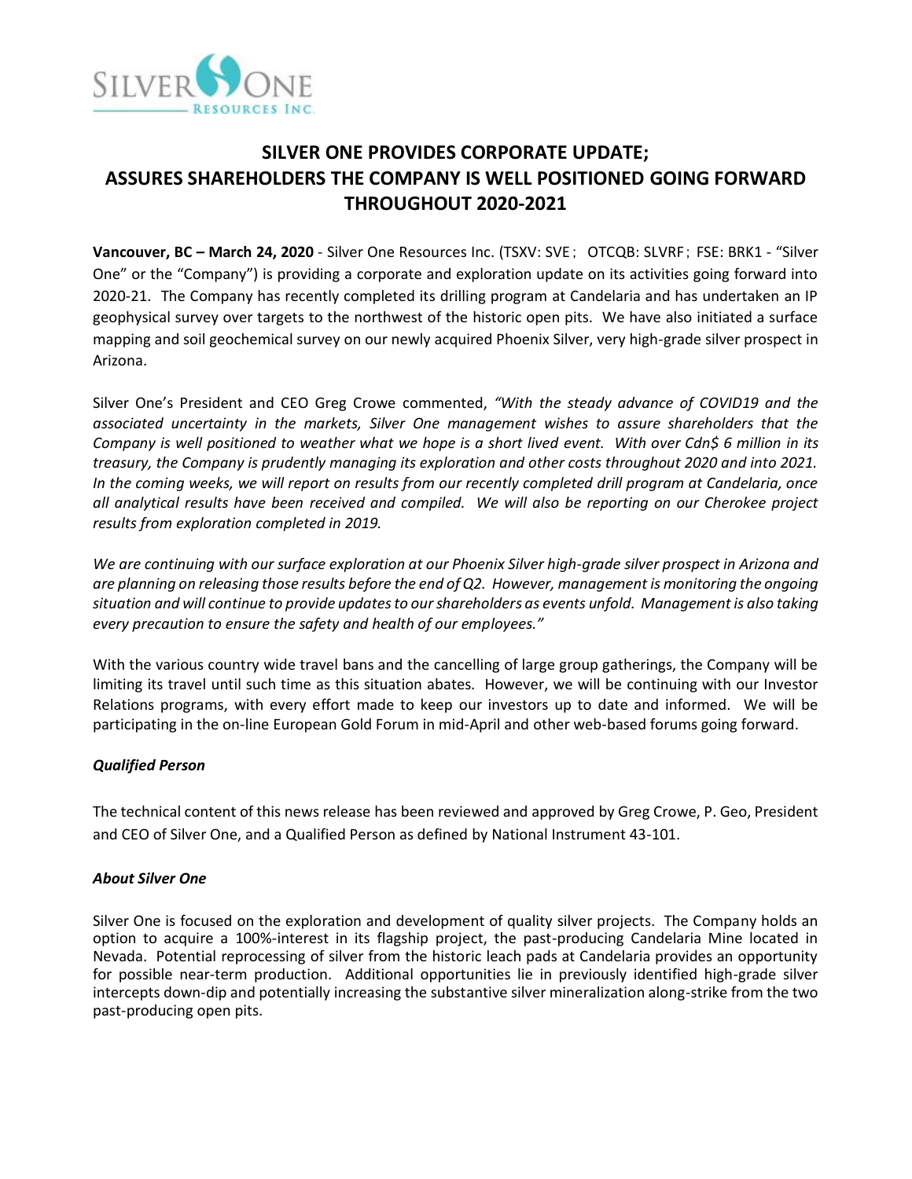# SILVER ONE PROVIDES CORPORATE UPDATE; ASSURES SHAREHOLDERS THE COMPANY IS WELL POSITIONED GOING FORWARD THROUGHOUT 2020-2021

**Vancouver, BC – March 24, 2020** - Silver One Resources Inc. (TSXV: SVE； OTCQB: SLVRF；FSE: BRK1 - "Silver One" or the "Company") is providing a corporate and exploration update on its activities going forward into 2020-21. The Company has recently completed its drilling program at Candelaria and has undertaken an IP geophysical survey over targets to the northwest of the historic open pits. We have also initiated a surface mapping and soil geochemical survey on our newly acquired Phoenix Silver, very high-grade silver prospect in Arizona.

Silver One's President and CEO Greg Crowe commented, *"With the steady advance of COVID19 and the associated uncertainty in the markets, Silver One management wishes to assure shareholders that the Company is well positioned to weather what we hope is a short lived event. With over Cdn$ 6 million in its treasury, the Company is prudently managing its exploration and other costs throughout 2020 and into 2021. In the coming weeks, we will report on results from our recently completed drill program at Candelaria, once all analytical results have been received and compiled. We will also be reporting on our Cherokee project results from exploration completed in 2019.*

*We are continuing with our surface exploration at our Phoenix Silver high-grade silver prospect in Arizona and are planning on releasing those results before the end of Q2. However, management is monitoring the ongoing situation and will continue to provide updates to our shareholders as events unfold. Management is also taking every precaution to ensure the safety and health of our employees."*

With the various country wide travel bans and the cancelling of large group gatherings, the Company will be limiting its travel until such time as this situation abates. However, we will be continuing with our Investor Relations programs, with every effort made to keep our investors up to date and informed. We will be participating in the on-line European Gold Forum in mid-April and other web-based forums going forward.

### *Qualified Person*

The technical content of this news release has been reviewed and approved by Greg Crowe, P. Geo, President and CEO of Silver One, and a Qualified Person as defined by National Instrument 43-101.

### *About Silver One*

Silver One is focused on the exploration and development of quality silver projects. The Company holds an option to acquire a 100%-interest in its flagship project, the past-producing Candelaria Mine located in Nevada. Potential reprocessing of silver from the historic leach pads at Candelaria provides an opportunity for possible near-term production. Additional opportunities lie in previously identified high-grade silver intercepts down-dip and potentially increasing the substantive silver mineralization along-strike from the two past-producing open pits.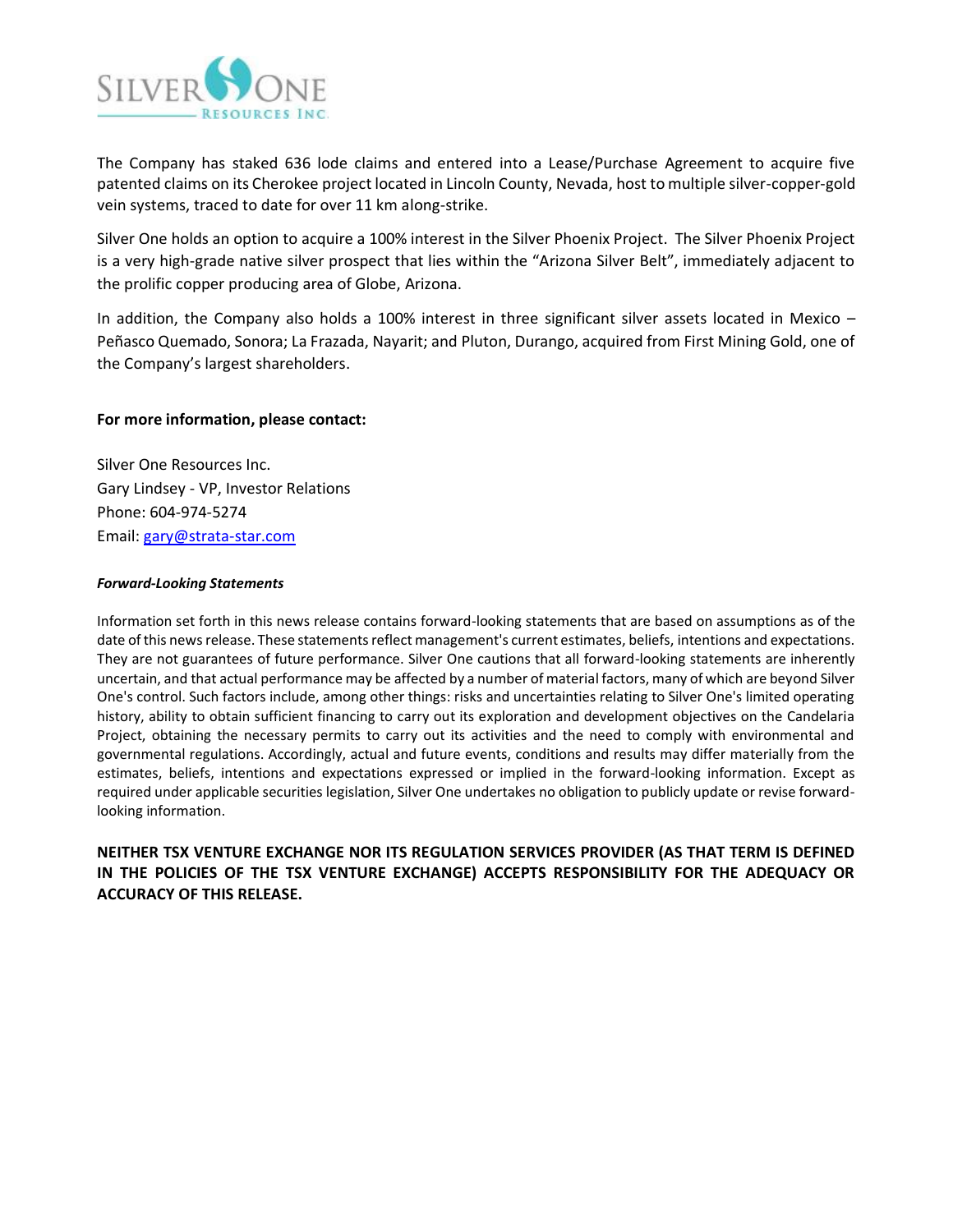The Company has staked 636 lode claims and entered into a Lease/Purchase Agreement to acquire five patented claims on its Cherokee project located in Lincoln County, Nevada, host to multiple silver-copper-gold vein systems, traced to date for over 11 km along-strike.

Silver One holds an option to acquire a 100% interest in the Silver Phoenix Project. The Silver Phoenix Project is a very high-grade native silver prospect that lies within the "Arizona Silver Belt", immediately adjacent to the prolific copper producing area of Globe, Arizona.

In addition, the Company also holds a 100% interest in three significant silver assets located in Mexico – Peñasco Quemado, Sonora; La Frazada, Nayarit; and Pluton, Durango, acquired from First Mining Gold, one of the Company's largest shareholders.

**For more information, please contact:**

Silver One Resources Inc.
Gary Lindsey - VP, Investor Relations
Phone: 604-974-5274
Email: gary@strata-star.com

***Forward-Looking Statements***

Information set forth in this news release contains forward-looking statements that are based on assumptions as of the date of this news release. These statements reflect management's current estimates, beliefs, intentions and expectations. They are not guarantees of future performance. Silver One cautions that all forward-looking statements are inherently uncertain, and that actual performance may be affected by a number of material factors, many of which are beyond Silver One's control. Such factors include, among other things: risks and uncertainties relating to Silver One's limited operating history, ability to obtain sufficient financing to carry out its exploration and development objectives on the Candelaria Project, obtaining the necessary permits to carry out its activities and the need to comply with environmental and governmental regulations. Accordingly, actual and future events, conditions and results may differ materially from the estimates, beliefs, intentions and expectations expressed or implied in the forward-looking information. Except as required under applicable securities legislation, Silver One undertakes no obligation to publicly update or revise forward-looking information.

**NEITHER TSX VENTURE EXCHANGE NOR ITS REGULATION SERVICES PROVIDER (AS THAT TERM IS DEFINED IN THE POLICIES OF THE TSX VENTURE EXCHANGE) ACCEPTS RESPONSIBILITY FOR THE ADEQUACY OR ACCURACY OF THIS RELEASE.**